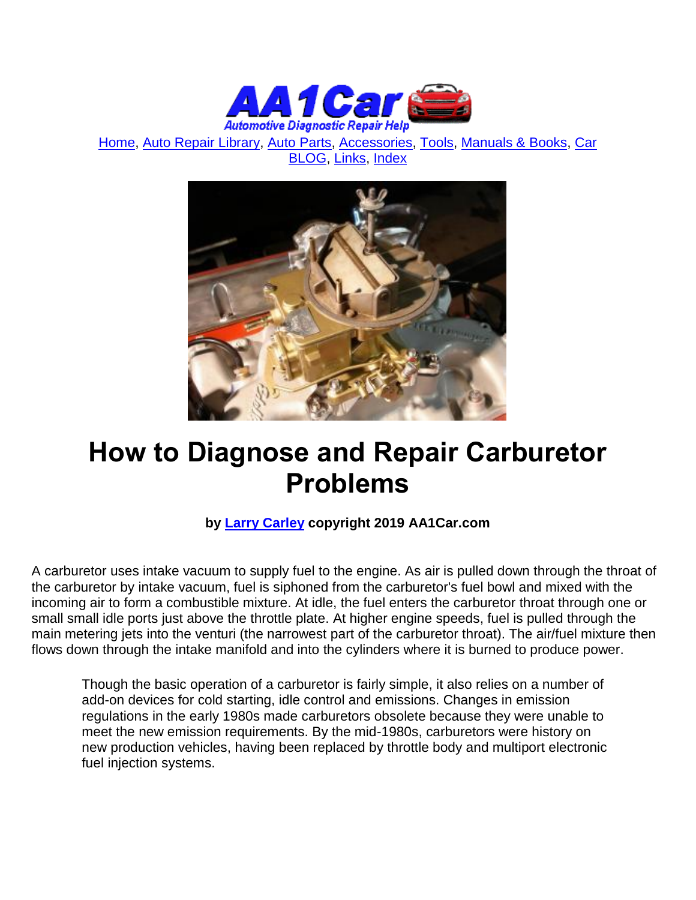Home, Auto Repair Library, Auto Parts, Accessories, Tools, Manuals & Books, Car BLOG, Links, Index

# How to Diagnose and Repair Carburetor Problems

**by Larry Carley copyright 2019 AA1Car.com**

A carburetor uses intake vacuum to supply fuel to the engine. As air is pulled down through the throat of the carburetor by intake vacuum, fuel is siphoned from the carburetor's fuel bowl and mixed with the incoming air to form a combustible mixture. At idle, the fuel enters the carburetor throat through one or small small idle ports just above the throttle plate. At higher engine speeds, fuel is pulled through the main metering jets into the venturi (the narrowest part of the carburetor throat). The air/fuel mixture then flows down through the intake manifold and into the cylinders where it is burned to produce power.

> Though the basic operation of a carburetor is fairly simple, it also relies on a number of add-on devices for cold starting, idle control and emissions. Changes in emission regulations in the early 1980s made carburetors obsolete because they were unable to meet the new emission requirements. By the mid-1980s, carburetors were history on new production vehicles, having been replaced by throttle body and multiport electronic fuel injection systems.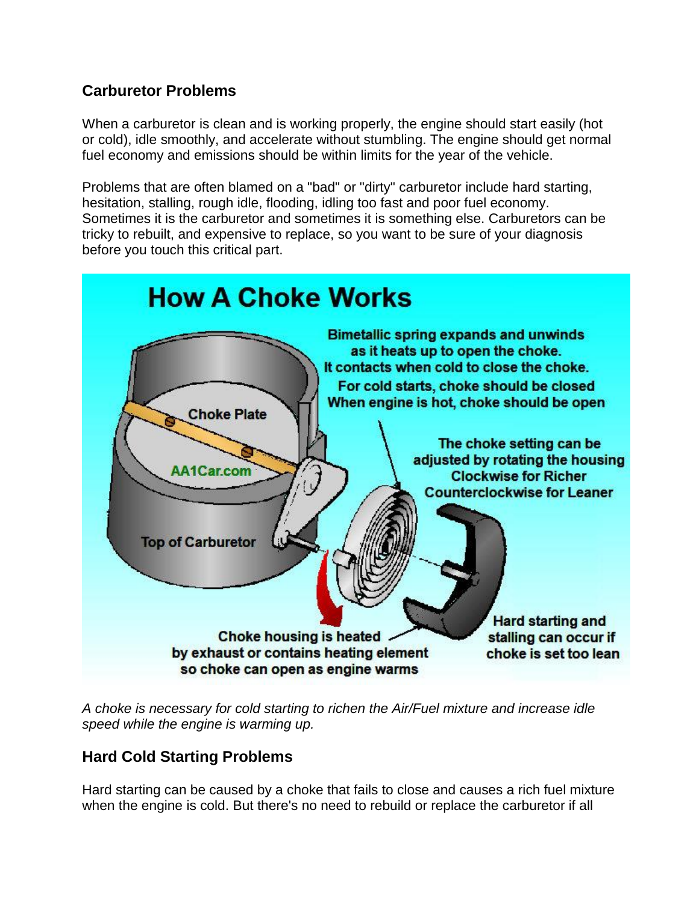## Carburetor Problems

When a carburetor is clean and is working properly, the engine should start easily (hot or cold), idle smoothly, and accelerate without stumbling. The engine should get normal fuel economy and emissions should be within limits for the year of the vehicle.

Problems that are often blamed on a "bad" or "dirty" carburetor include hard starting, hesitation, stalling, rough idle, flooding, idling too fast and poor fuel economy. Sometimes it is the carburetor and sometimes it is something else. Carburetors can be tricky to rebuilt, and expensive to replace, so you want to be sure of your diagnosis before you touch this critical part.

How A Choke Works

Bimetallic spring expands and unwinds as it heats up to open the choke. It contacts when cold to close the choke. For cold starts, choke should be closed When engine is hot, choke should be open

Choke Plate

AA1Car.com

The choke setting can be adjusted by rotating the housing Clockwise for Richer Counterclockwise for Leaner

Top of Carburetor

Choke housing is heated by exhaust or contains heating element so choke can open as engine warms

Hard starting and stalling can occur if choke is set too lean

*A choke is necessary for cold starting to richen the Air/Fuel mixture and increase idle speed while the engine is warming up.*

## Hard Cold Starting Problems

Hard starting can be caused by a choke that fails to close and causes a rich fuel mixture when the engine is cold. But there's no need to rebuild or replace the carburetor if all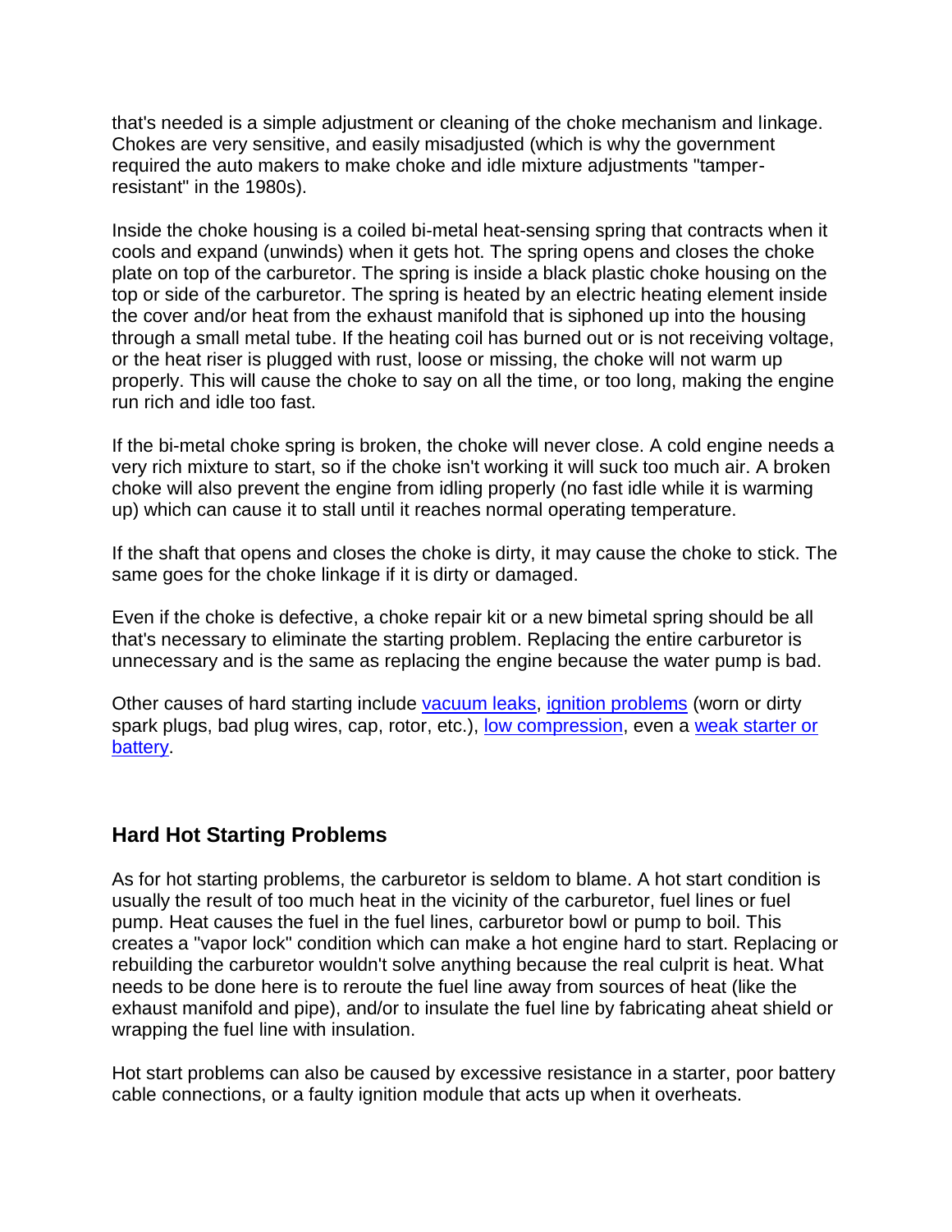that's needed is a simple adjustment or cleaning of the choke mechanism and linkage. Chokes are very sensitive, and easily misadjusted (which is why the government required the auto makers to make choke and idle mixture adjustments "tamper-resistant" in the 1980s).

Inside the choke housing is a coiled bi-metal heat-sensing spring that contracts when it cools and expand (unwinds) when it gets hot. The spring opens and closes the choke plate on top of the carburetor. The spring is inside a black plastic choke housing on the top or side of the carburetor. The spring is heated by an electric heating element inside the cover and/or heat from the exhaust manifold that is siphoned up into the housing through a small metal tube. If the heating coil has burned out or is not receiving voltage, or the heat riser is plugged with rust, loose or missing, the choke will not warm up properly. This will cause the choke to say on all the time, or too long, making the engine run rich and idle too fast.

If the bi-metal choke spring is broken, the choke will never close. A cold engine needs a very rich mixture to start, so if the choke isn't working it will suck too much air. A broken choke will also prevent the engine from idling properly (no fast idle while it is warming up) which can cause it to stall until it reaches normal operating temperature.

If the shaft that opens and closes the choke is dirty, it may cause the choke to stick. The same goes for the choke linkage if it is dirty or damaged.

Even if the choke is defective, a choke repair kit or a new bimetal spring should be all that's necessary to eliminate the starting problem. Replacing the entire carburetor is unnecessary and is the same as replacing the engine because the water pump is bad.

Other causes of hard starting include vacuum leaks, ignition problems (worn or dirty spark plugs, bad plug wires, cap, rotor, etc.), low compression, even a weak starter or battery.

## Hard Hot Starting Problems

As for hot starting problems, the carburetor is seldom to blame. A hot start condition is usually the result of too much heat in the vicinity of the carburetor, fuel lines or fuel pump. Heat causes the fuel in the fuel lines, carburetor bowl or pump to boil. This creates a "vapor lock" condition which can make a hot engine hard to start. Replacing or rebuilding the carburetor wouldn't solve anything because the real culprit is heat. What needs to be done here is to reroute the fuel line away from sources of heat (like the exhaust manifold and pipe), and/or to insulate the fuel line by fabricating aheat shield or wrapping the fuel line with insulation.

Hot start problems can also be caused by excessive resistance in a starter, poor battery cable connections, or a faulty ignition module that acts up when it overheats.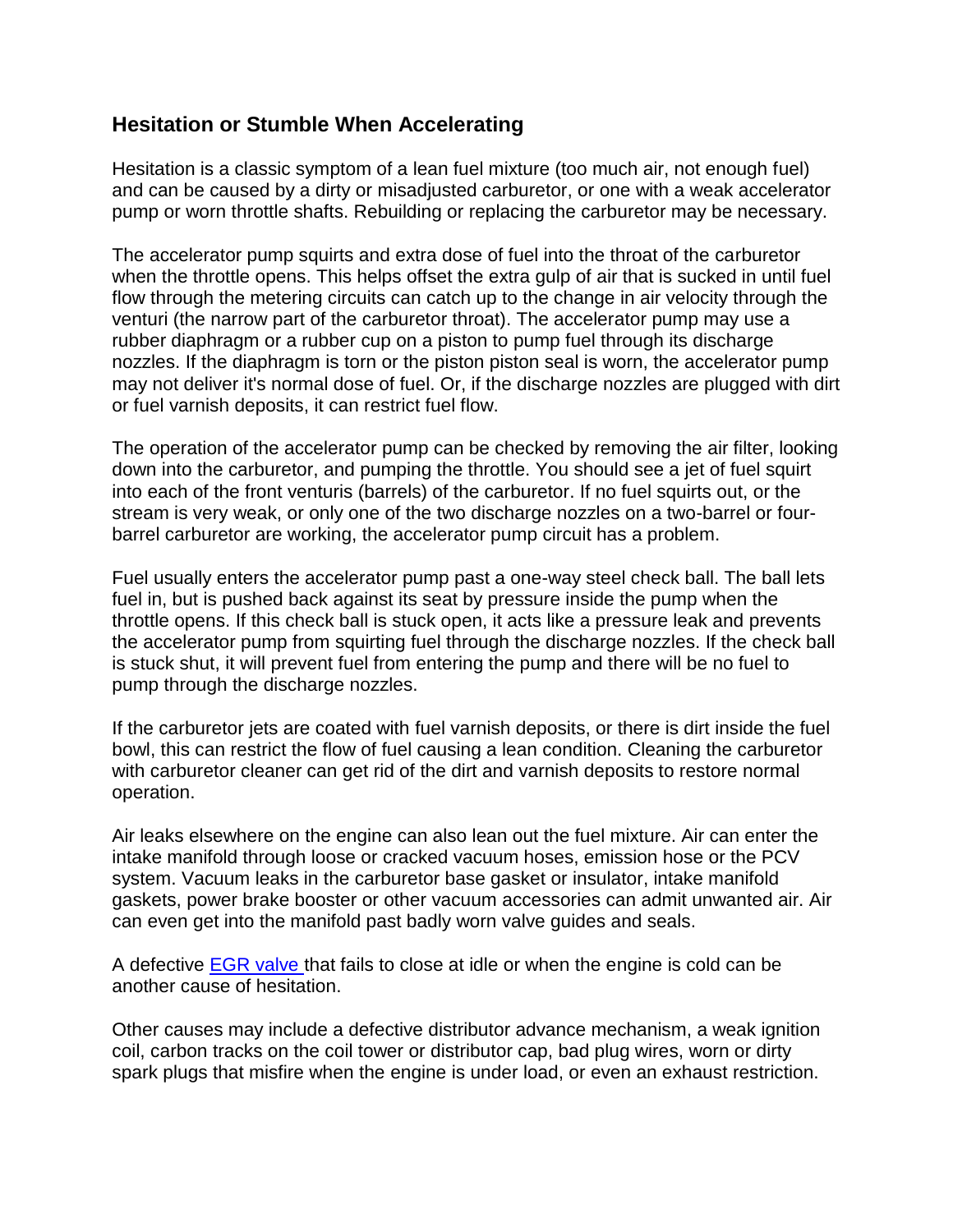## Hesitation or Stumble When Accelerating

Hesitation is a classic symptom of a lean fuel mixture (too much air, not enough fuel) and can be caused by a dirty or misadjusted carburetor, or one with a weak accelerator pump or worn throttle shafts. Rebuilding or replacing the carburetor may be necessary.

The accelerator pump squirts and extra dose of fuel into the throat of the carburetor when the throttle opens. This helps offset the extra gulp of air that is sucked in until fuel flow through the metering circuits can catch up to the change in air velocity through the venturi (the narrow part of the carburetor throat). The accelerator pump may use a rubber diaphragm or a rubber cup on a piston to pump fuel through its discharge nozzles. If the diaphragm is torn or the piston piston seal is worn, the accelerator pump may not deliver it's normal dose of fuel. Or, if the discharge nozzles are plugged with dirt or fuel varnish deposits, it can restrict fuel flow.

The operation of the accelerator pump can be checked by removing the air filter, looking down into the carburetor, and pumping the throttle. You should see a jet of fuel squirt into each of the front venturis (barrels) of the carburetor. If no fuel squirts out, or the stream is very weak, or only one of the two discharge nozzles on a two-barrel or four-barrel carburetor are working, the accelerator pump circuit has a problem.

Fuel usually enters the accelerator pump past a one-way steel check ball. The ball lets fuel in, but is pushed back against its seat by pressure inside the pump when the throttle opens. If this check ball is stuck open, it acts like a pressure leak and prevents the accelerator pump from squirting fuel through the discharge nozzles. If the check ball is stuck shut, it will prevent fuel from entering the pump and there will be no fuel to pump through the discharge nozzles.

If the carburetor jets are coated with fuel varnish deposits, or there is dirt inside the fuel bowl, this can restrict the flow of fuel causing a lean condition. Cleaning the carburetor with carburetor cleaner can get rid of the dirt and varnish deposits to restore normal operation.

Air leaks elsewhere on the engine can also lean out the fuel mixture. Air can enter the intake manifold through loose or cracked vacuum hoses, emission hose or the PCV system. Vacuum leaks in the carburetor base gasket or insulator, intake manifold gaskets, power brake booster or other vacuum accessories can admit unwanted air. Air can even get into the manifold past badly worn valve guides and seals.

A defective EGR valve that fails to close at idle or when the engine is cold can be another cause of hesitation.

Other causes may include a defective distributor advance mechanism, a weak ignition coil, carbon tracks on the coil tower or distributor cap, bad plug wires, worn or dirty spark plugs that misfire when the engine is under load, or even an exhaust restriction.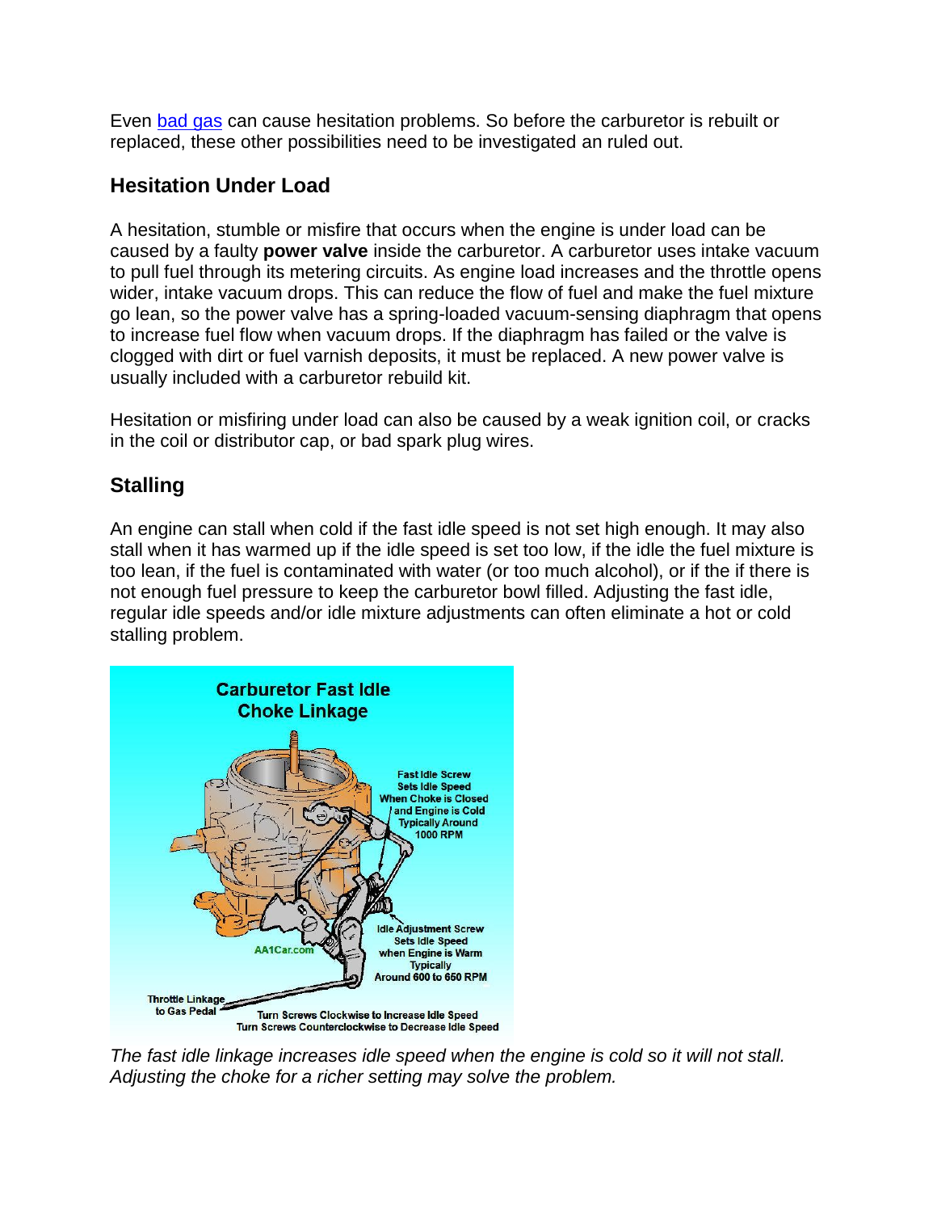Even bad gas can cause hesitation problems. So before the carburetor is rebuilt or replaced, these other possibilities need to be investigated an ruled out.

## Hesitation Under Load

A hesitation, stumble or misfire that occurs when the engine is under load can be caused by a faulty **power valve** inside the carburetor. A carburetor uses intake vacuum to pull fuel through its metering circuits. As engine load increases and the throttle opens wider, intake vacuum drops. This can reduce the flow of fuel and make the fuel mixture go lean, so the power valve has a spring-loaded vacuum-sensing diaphragm that opens to increase fuel flow when vacuum drops. If the diaphragm has failed or the valve is clogged with dirt or fuel varnish deposits, it must be replaced. A new power valve is usually included with a carburetor rebuild kit.

Hesitation or misfiring under load can also be caused by a weak ignition coil, or cracks in the coil or distributor cap, or bad spark plug wires.

## Stalling

An engine can stall when cold if the fast idle speed is not set high enough. It may also stall when it has warmed up if the idle speed is set too low, if the idle the fuel mixture is too lean, if the fuel is contaminated with water (or too much alcohol), or if the if there is not enough fuel pressure to keep the carburetor bowl filled. Adjusting the fast idle, regular idle speeds and/or idle mixture adjustments can often eliminate a hot or cold stalling problem.

Carburetor Fast Idle
Choke Linkage

Fast Idle Screw
Sets Idle Speed
When Choke is Closed
and Engine is Cold
Typically Around
1000 RPM

Idle Adjustment Screw
Sets Idle Speed
when Engine is Warm
Typically
Around 600 to 650 RPM

AA1Car.com

Throttle Linkage
to Gas Pedal

Turn Screws Clockwise to Increase Idle Speed
Turn Screws Counterclockwise to Decrease Idle Speed

*The fast idle linkage increases idle speed when the engine is cold so it will not stall. Adjusting the choke for a richer setting may solve the problem.*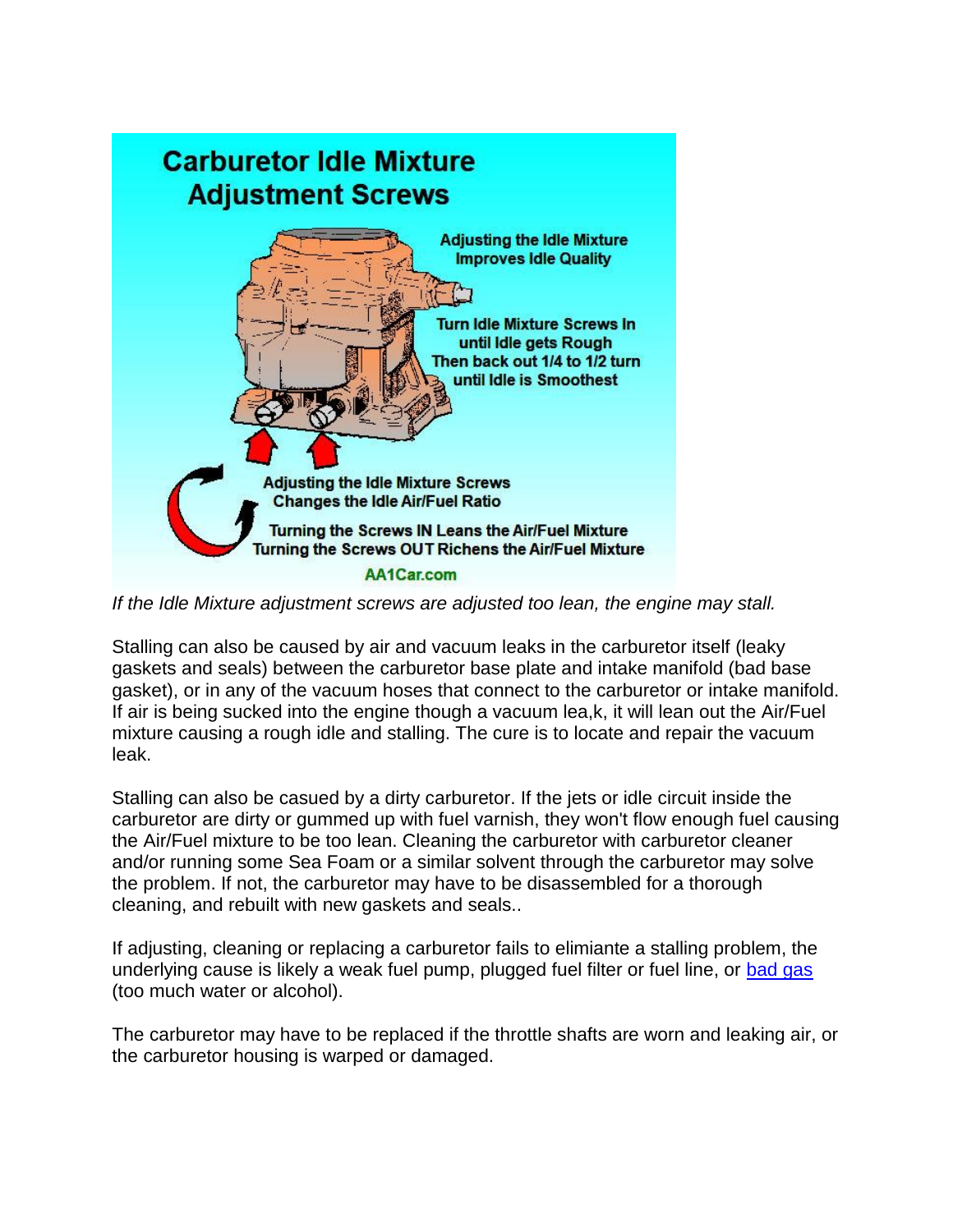Carburetor Idle Mixture Adjustment Screws

Adjusting the Idle Mixture Improves Idle Quality

Turn Idle Mixture Screws In until Idle gets Rough Then back out 1/4 to 1/2 turn until Idle is Smoothest

Adjusting the Idle Mixture Screws Changes the Idle Air/Fuel Ratio

Turning the Screws IN Leans the Air/Fuel Mixture

Turning the Screws OUT Richens the Air/Fuel Mixture

AA1Car.com

*If the Idle Mixture adjustment screws are adjusted too lean, the engine may stall.*

Stalling can also be caused by air and vacuum leaks in the carburetor itself (leaky gaskets and seals) between the carburetor base plate and intake manifold (bad base gasket), or in any of the vacuum hoses that connect to the carburetor or intake manifold. If air is being sucked into the engine though a vacuum lea,k, it will lean out the Air/Fuel mixture causing a rough idle and stalling. The cure is to locate and repair the vacuum leak.

Stalling can also be casued by a dirty carburetor. If the jets or idle circuit inside the carburetor are dirty or gummed up with fuel varnish, they won't flow enough fuel causing the Air/Fuel mixture to be too lean. Cleaning the carburetor with carburetor cleaner and/or running some Sea Foam or a similar solvent through the carburetor may solve the problem. If not, the carburetor may have to be disassembled for a thorough cleaning, and rebuilt with new gaskets and seals..

If adjusting, cleaning or replacing a carburetor fails to elimiante a stalling problem, the underlying cause is likely a weak fuel pump, plugged fuel filter or fuel line, or bad gas (too much water or alcohol).

The carburetor may have to be replaced if the throttle shafts are worn and leaking air, or the carburetor housing is warped or damaged.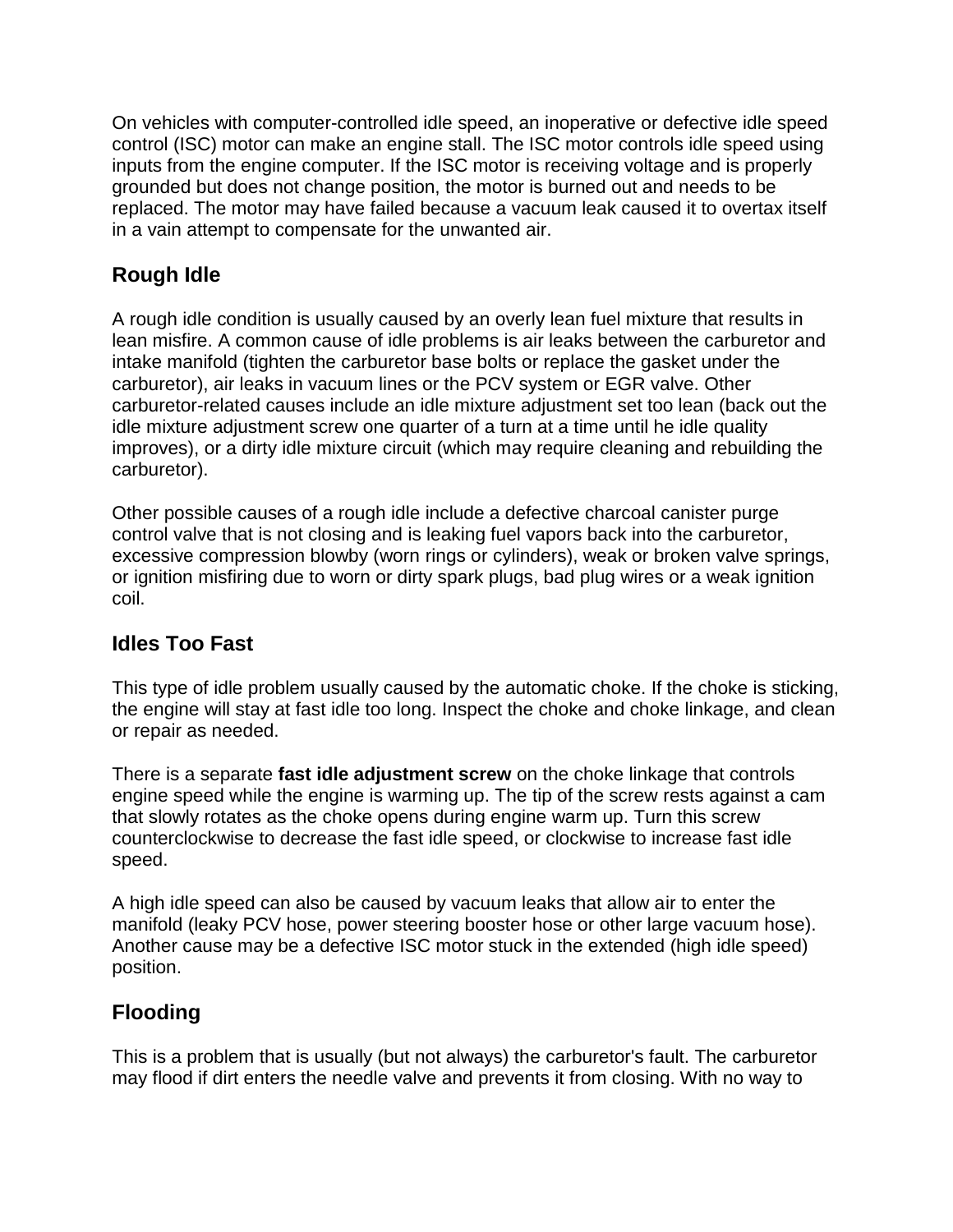On vehicles with computer-controlled idle speed, an inoperative or defective idle speed control (ISC) motor can make an engine stall. The ISC motor controls idle speed using inputs from the engine computer. If the ISC motor is receiving voltage and is properly grounded but does not change position, the motor is burned out and needs to be replaced. The motor may have failed because a vacuum leak caused it to overtax itself in a vain attempt to compensate for the unwanted air.

## Rough Idle

A rough idle condition is usually caused by an overly lean fuel mixture that results in lean misfire. A common cause of idle problems is air leaks between the carburetor and intake manifold (tighten the carburetor base bolts or replace the gasket under the carburetor), air leaks in vacuum lines or the PCV system or EGR valve. Other carburetor-related causes include an idle mixture adjustment set too lean (back out the idle mixture adjustment screw one quarter of a turn at a time until he idle quality improves), or a dirty idle mixture circuit (which may require cleaning and rebuilding the carburetor).

Other possible causes of a rough idle include a defective charcoal canister purge control valve that is not closing and is leaking fuel vapors back into the carburetor, excessive compression blowby (worn rings or cylinders), weak or broken valve springs, or ignition misfiring due to worn or dirty spark plugs, bad plug wires or a weak ignition coil.

## Idles Too Fast

This type of idle problem usually caused by the automatic choke. If the choke is sticking, the engine will stay at fast idle too long. Inspect the choke and choke linkage, and clean or repair as needed.

There is a separate **fast idle adjustment screw** on the choke linkage that controls engine speed while the engine is warming up. The tip of the screw rests against a cam that slowly rotates as the choke opens during engine warm up. Turn this screw counterclockwise to decrease the fast idle speed, or clockwise to increase fast idle speed.

A high idle speed can also be caused by vacuum leaks that allow air to enter the manifold (leaky PCV hose, power steering booster hose or other large vacuum hose). Another cause may be a defective ISC motor stuck in the extended (high idle speed) position.

## Flooding

This is a problem that is usually (but not always) the carburetor's fault. The carburetor may flood if dirt enters the needle valve and prevents it from closing. With no way to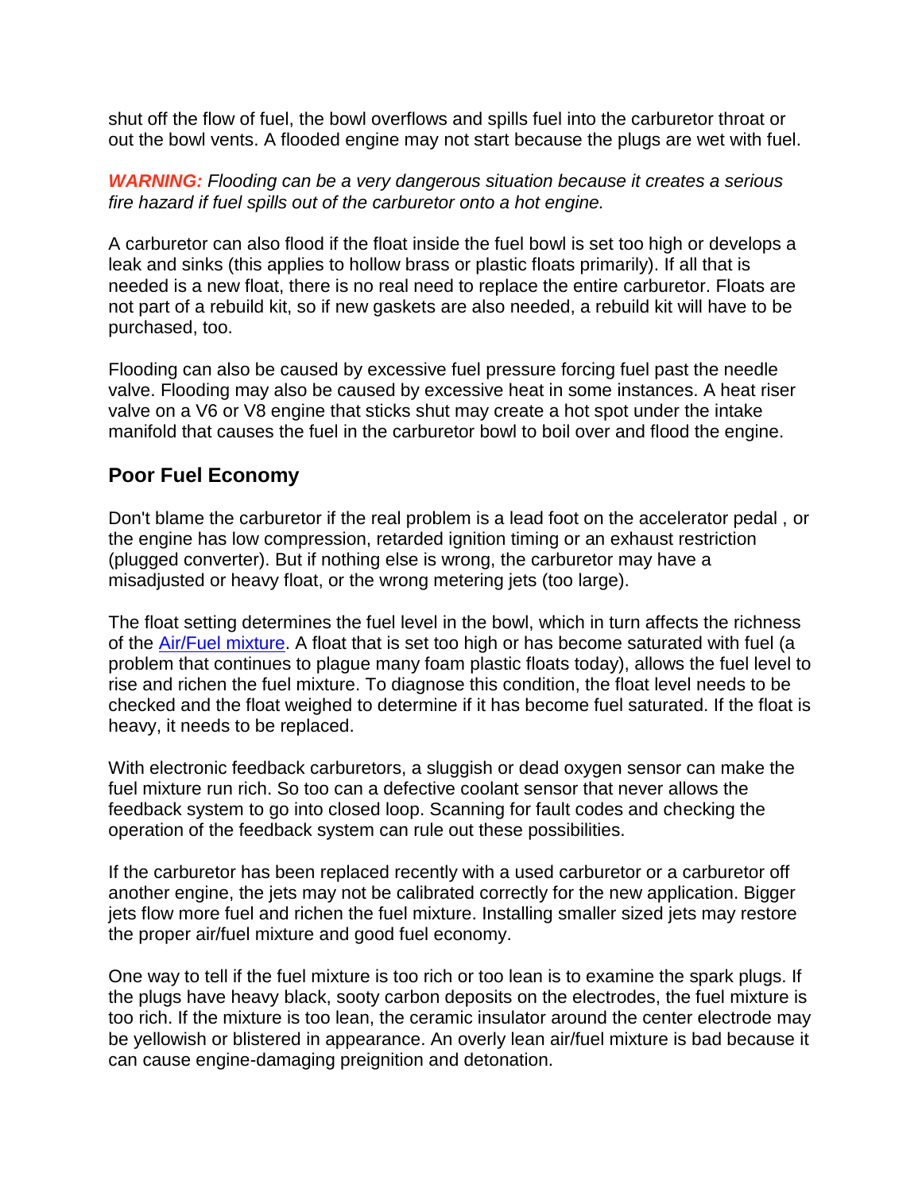shut off the flow of fuel, the bowl overflows and spills fuel into the carburetor throat or out the bowl vents. A flooded engine may not start because the plugs are wet with fuel.

***WARNING:*** *Flooding can be a very dangerous situation because it creates a serious fire hazard if fuel spills out of the carburetor onto a hot engine.*

A carburetor can also flood if the float inside the fuel bowl is set too high or develops a leak and sinks (this applies to hollow brass or plastic floats primarily). If all that is needed is a new float, there is no real need to replace the entire carburetor. Floats are not part of a rebuild kit, so if new gaskets are also needed, a rebuild kit will have to be purchased, too.

Flooding can also be caused by excessive fuel pressure forcing fuel past the needle valve. Flooding may also be caused by excessive heat in some instances. A heat riser valve on a V6 or V8 engine that sticks shut may create a hot spot under the intake manifold that causes the fuel in the carburetor bowl to boil over and flood the engine.

## Poor Fuel Economy

Don't blame the carburetor if the real problem is a lead foot on the accelerator pedal , or the engine has low compression, retarded ignition timing or an exhaust restriction (plugged converter). But if nothing else is wrong, the carburetor may have a misadjusted or heavy float, or the wrong metering jets (too large).

The float setting determines the fuel level in the bowl, which in turn affects the richness of the Air/Fuel mixture. A float that is set too high or has become saturated with fuel (a problem that continues to plague many foam plastic floats today), allows the fuel level to rise and richen the fuel mixture. To diagnose this condition, the float level needs to be checked and the float weighed to determine if it has become fuel saturated. If the float is heavy, it needs to be replaced.

With electronic feedback carburetors, a sluggish or dead oxygen sensor can make the fuel mixture run rich. So too can a defective coolant sensor that never allows the feedback system to go into closed loop. Scanning for fault codes and checking the operation of the feedback system can rule out these possibilities.

If the carburetor has been replaced recently with a used carburetor or a carburetor off another engine, the jets may not be calibrated correctly for the new application. Bigger jets flow more fuel and richen the fuel mixture. Installing smaller sized jets may restore the proper air/fuel mixture and good fuel economy.

One way to tell if the fuel mixture is too rich or too lean is to examine the spark plugs. If the plugs have heavy black, sooty carbon deposits on the electrodes, the fuel mixture is too rich. If the mixture is too lean, the ceramic insulator around the center electrode may be yellowish or blistered in appearance. An overly lean air/fuel mixture is bad because it can cause engine-damaging preignition and detonation.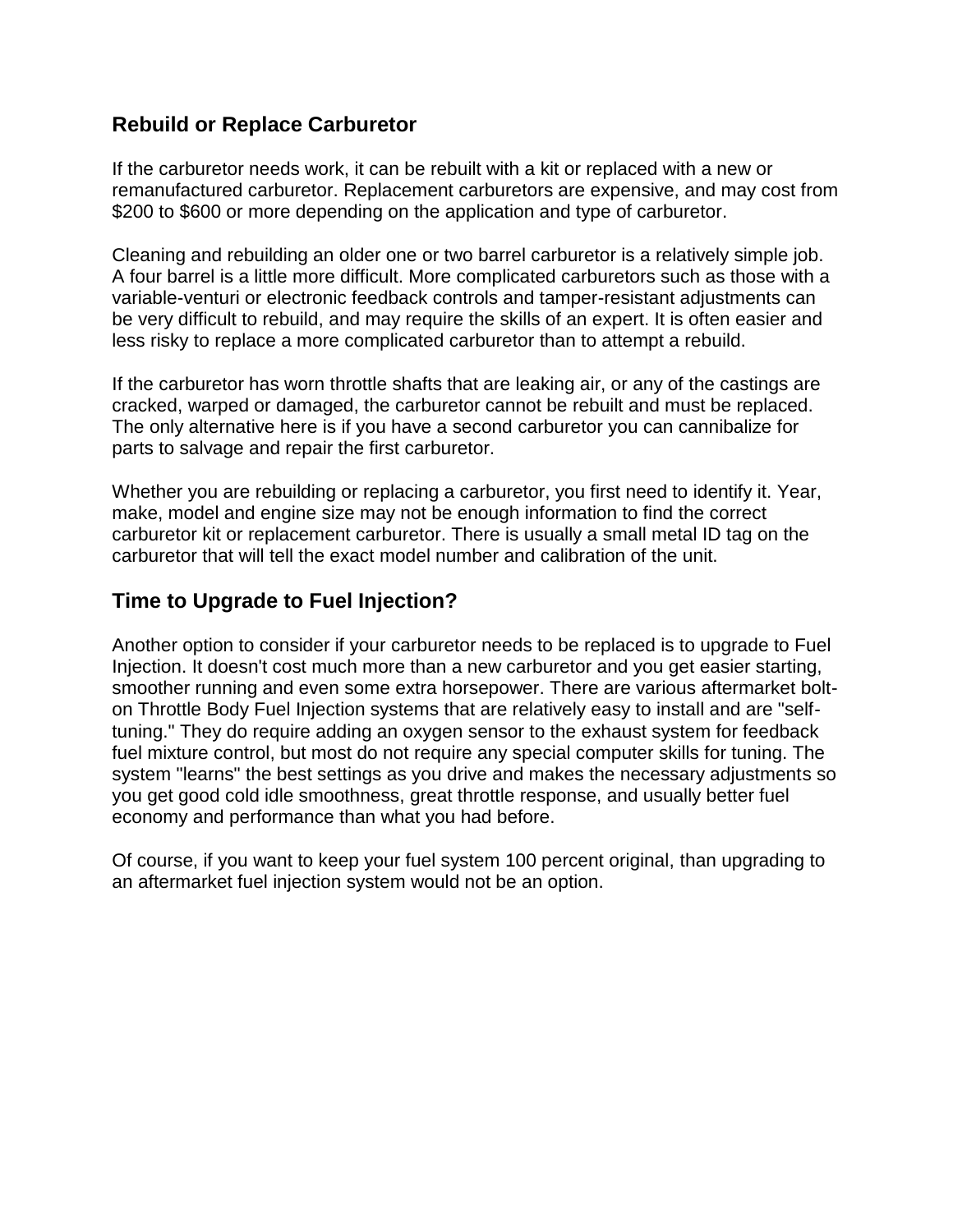## Rebuild or Replace Carburetor

If the carburetor needs work, it can be rebuilt with a kit or replaced with a new or remanufactured carburetor. Replacement carburetors are expensive, and may cost from $200 to $600 or more depending on the application and type of carburetor.

Cleaning and rebuilding an older one or two barrel carburetor is a relatively simple job. A four barrel is a little more difficult. More complicated carburetors such as those with a variable-venturi or electronic feedback controls and tamper-resistant adjustments can be very difficult to rebuild, and may require the skills of an expert. It is often easier and less risky to replace a more complicated carburetor than to attempt a rebuild.

If the carburetor has worn throttle shafts that are leaking air, or any of the castings are cracked, warped or damaged, the carburetor cannot be rebuilt and must be replaced. The only alternative here is if you have a second carburetor you can cannibalize for parts to salvage and repair the first carburetor.

Whether you are rebuilding or replacing a carburetor, you first need to identify it. Year, make, model and engine size may not be enough information to find the correct carburetor kit or replacement carburetor. There is usually a small metal ID tag on the carburetor that will tell the exact model number and calibration of the unit.

## Time to Upgrade to Fuel Injection?

Another option to consider if your carburetor needs to be replaced is to upgrade to Fuel Injection. It doesn't cost much more than a new carburetor and you get easier starting, smoother running and even some extra horsepower. There are various aftermarket bolt-on Throttle Body Fuel Injection systems that are relatively easy to install and are "self-tuning." They do require adding an oxygen sensor to the exhaust system for feedback fuel mixture control, but most do not require any special computer skills for tuning. The system "learns" the best settings as you drive and makes the necessary adjustments so you get good cold idle smoothness, great throttle response, and usually better fuel economy and performance than what you had before.

Of course, if you want to keep your fuel system 100 percent original, than upgrading to an aftermarket fuel injection system would not be an option.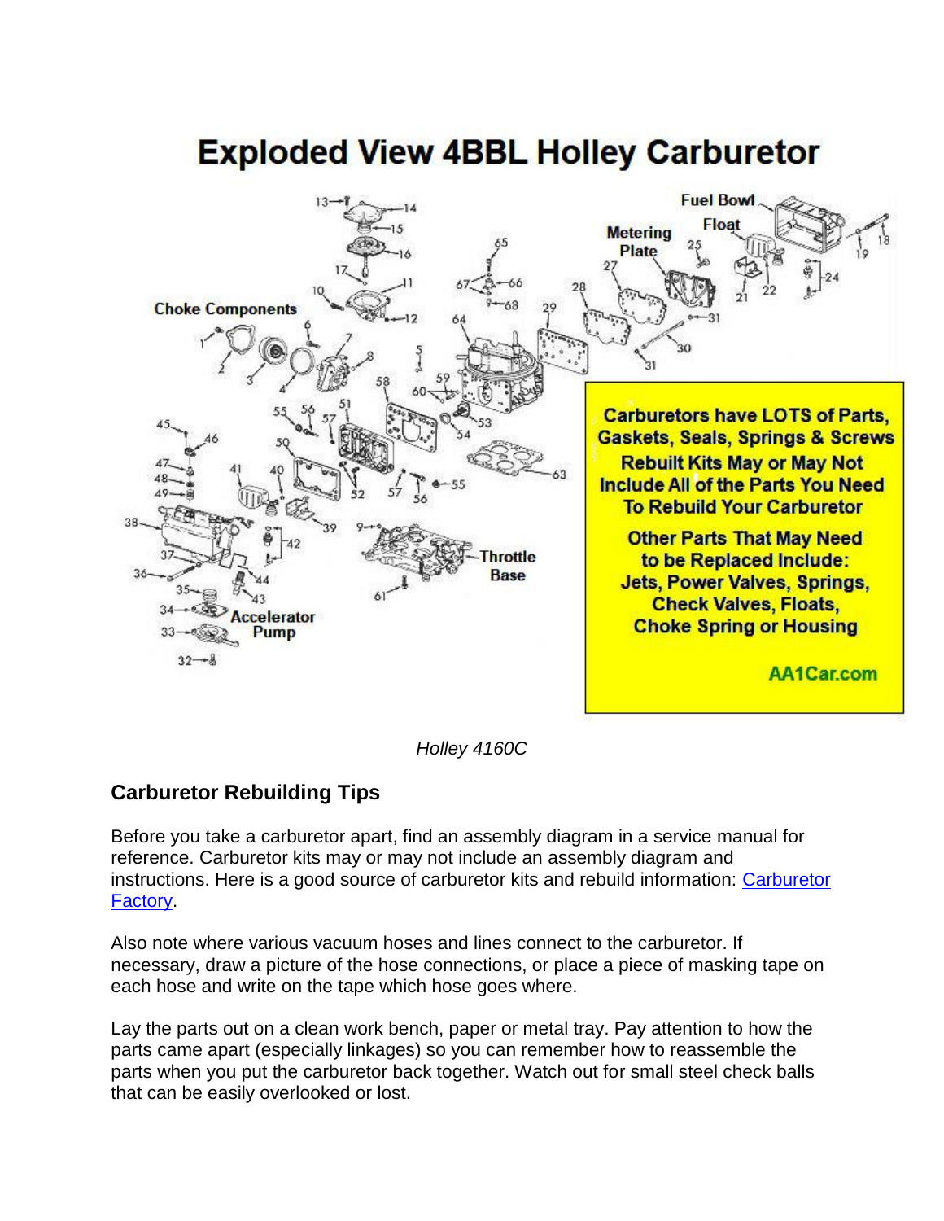# Exploded View 4BBL Holley Carburetor

Choke Components

Fuel Bowl

Float

Metering Plate

Throttle Base

Accelerator Pump

Carburetors have LOTS of Parts, Gaskets, Seals, Springs & Screws
Rebuild Kits May or May Not Include All of the Parts You Need To Rebuild Your Carburetor

Other Parts That May Need to be Replaced Include:
Jets, Power Valves, Springs, Check Valves, Floats, Choke Spring or Housing

AA1Car.com

*Holley 4160C*

## Carburetor Rebuilding Tips

Before you take a carburetor apart, find an assembly diagram in a service manual for reference. Carburetor kits may or may not include an assembly diagram and instructions. Here is a good source of carburetor kits and rebuild information: Carburetor Factory.

Also note where various vacuum hoses and lines connect to the carburetor. If necessary, draw a picture of the hose connections, or place a piece of masking tape on each hose and write on the tape which hose goes where.

Lay the parts out on a clean work bench, paper or metal tray. Pay attention to how the parts came apart (especially linkages) so you can remember how to reassemble the parts when you put the carburetor back together. Watch out for small steel check balls that can be easily overlooked or lost.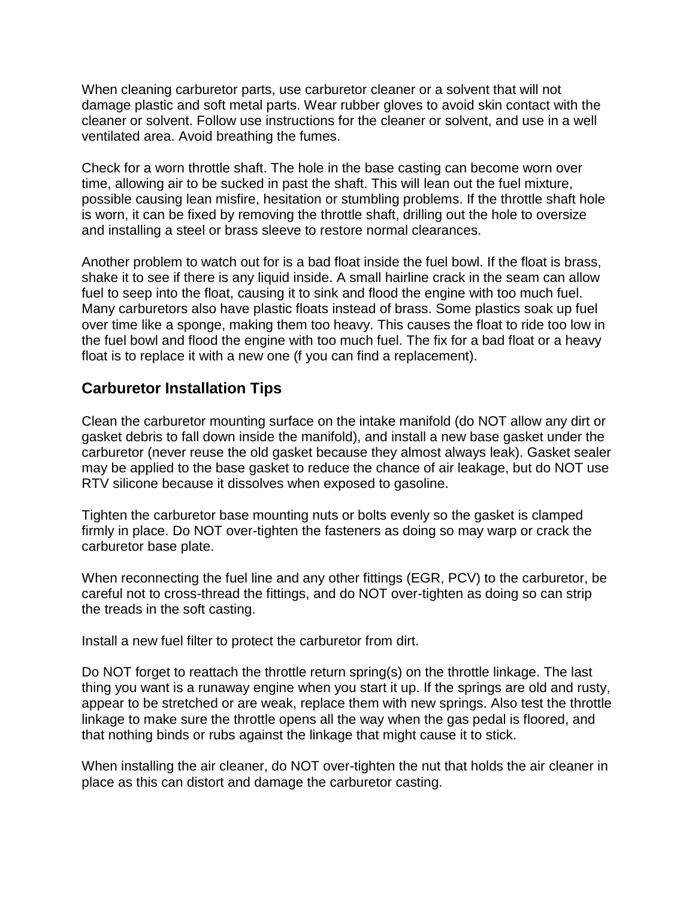When cleaning carburetor parts, use carburetor cleaner or a solvent that will not damage plastic and soft metal parts. Wear rubber gloves to avoid skin contact with the cleaner or solvent. Follow use instructions for the cleaner or solvent, and use in a well ventilated area. Avoid breathing the fumes.

Check for a worn throttle shaft. The hole in the base casting can become worn over time, allowing air to be sucked in past the shaft. This will lean out the fuel mixture, possible causing lean misfire, hesitation or stumbling problems. If the throttle shaft hole is worn, it can be fixed by removing the throttle shaft, drilling out the hole to oversize and installing a steel or brass sleeve to restore normal clearances.

Another problem to watch out for is a bad float inside the fuel bowl. If the float is brass, shake it to see if there is any liquid inside. A small hairline crack in the seam can allow fuel to seep into the float, causing it to sink and flood the engine with too much fuel. Many carburetors also have plastic floats instead of brass. Some plastics soak up fuel over time like a sponge, making them too heavy. This causes the float to ride too low in the fuel bowl and flood the engine with too much fuel. The fix for a bad float or a heavy float is to replace it with a new one (f you can find a replacement).

## Carburetor Installation Tips

Clean the carburetor mounting surface on the intake manifold (do NOT allow any dirt or gasket debris to fall down inside the manifold), and install a new base gasket under the carburetor (never reuse the old gasket because they almost always leak). Gasket sealer may be applied to the base gasket to reduce the chance of air leakage, but do NOT use RTV silicone because it dissolves when exposed to gasoline.

Tighten the carburetor base mounting nuts or bolts evenly so the gasket is clamped firmly in place. Do NOT over-tighten the fasteners as doing so may warp or crack the carburetor base plate.

When reconnecting the fuel line and any other fittings (EGR, PCV) to the carburetor, be careful not to cross-thread the fittings, and do NOT over-tighten as doing so can strip the treads in the soft casting.

Install a new fuel filter to protect the carburetor from dirt.

Do NOT forget to reattach the throttle return spring(s) on the throttle linkage. The last thing you want is a runaway engine when you start it up. If the springs are old and rusty, appear to be stretched or are weak, replace them with new springs. Also test the throttle linkage to make sure the throttle opens all the way when the gas pedal is floored, and that nothing binds or rubs against the linkage that might cause it to stick.

When installing the air cleaner, do NOT over-tighten the nut that holds the air cleaner in place as this can distort and damage the carburetor casting.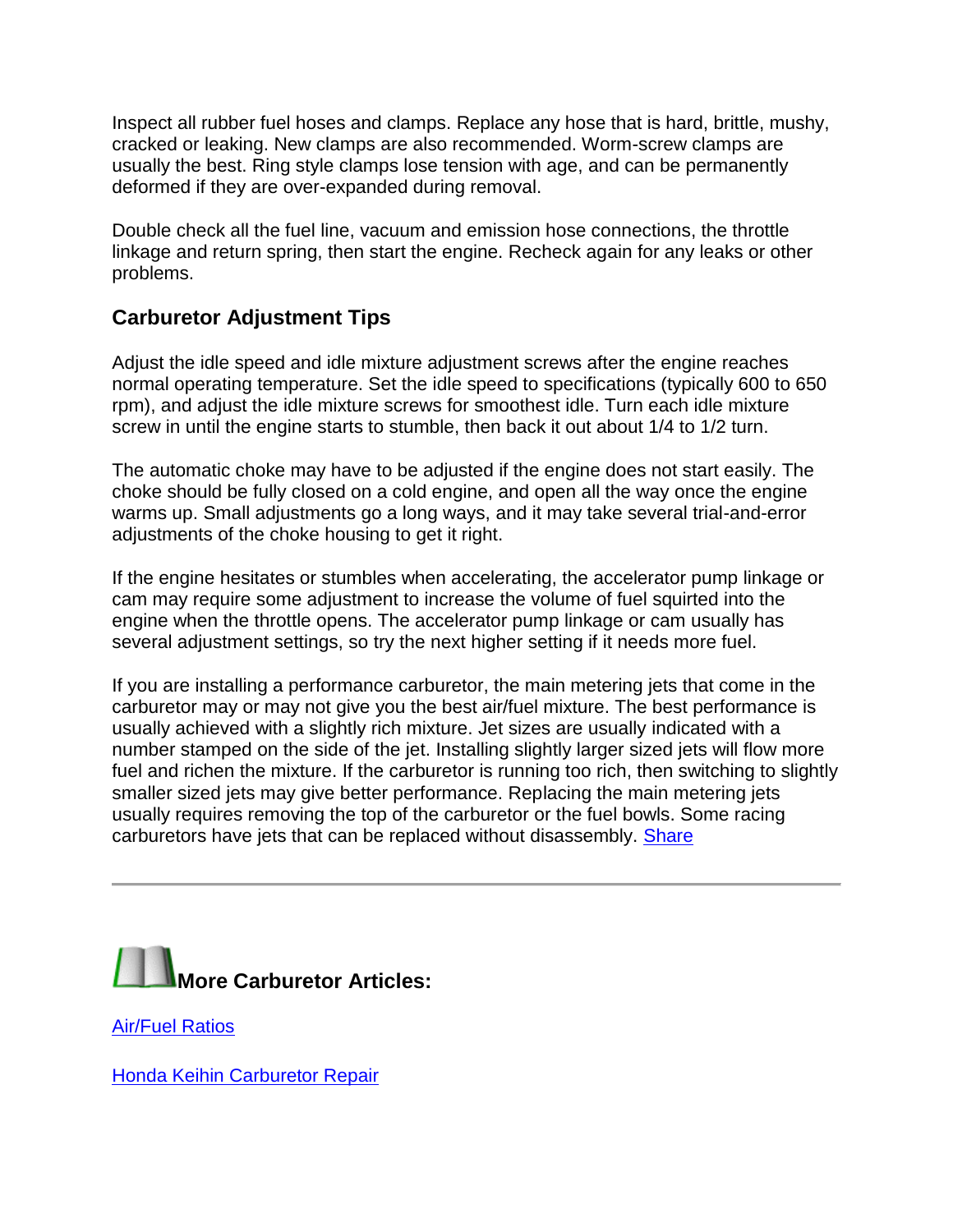Inspect all rubber fuel hoses and clamps. Replace any hose that is hard, brittle, mushy, cracked or leaking. New clamps are also recommended. Worm-screw clamps are usually the best. Ring style clamps lose tension with age, and can be permanently deformed if they are over-expanded during removal.

Double check all the fuel line, vacuum and emission hose connections, the throttle linkage and return spring, then start the engine. Recheck again for any leaks or other problems.

### Carburetor Adjustment Tips

Adjust the idle speed and idle mixture adjustment screws after the engine reaches normal operating temperature. Set the idle speed to specifications (typically 600 to 650 rpm), and adjust the idle mixture screws for smoothest idle. Turn each idle mixture screw in until the engine starts to stumble, then back it out about 1/4 to 1/2 turn.

The automatic choke may have to be adjusted if the engine does not start easily. The choke should be fully closed on a cold engine, and open all the way once the engine warms up. Small adjustments go a long ways, and it may take several trial-and-error adjustments of the choke housing to get it right.

If the engine hesitates or stumbles when accelerating, the accelerator pump linkage or cam may require some adjustment to increase the volume of fuel squirted into the engine when the throttle opens. The accelerator pump linkage or cam usually has several adjustment settings, so try the next higher setting if it needs more fuel.

If you are installing a performance carburetor, the main metering jets that come in the carburetor may or may not give you the best air/fuel mixture. The best performance is usually achieved with a slightly rich mixture. Jet sizes are usually indicated with a number stamped on the side of the jet. Installing slightly larger sized jets will flow more fuel and richen the mixture. If the carburetor is running too rich, then switching to slightly smaller sized jets may give better performance. Replacing the main metering jets usually requires removing the top of the carburetor or the fuel bowls. Some racing carburetors have jets that can be replaced without disassembly. Share

---

### More Carburetor Articles:

Air/Fuel Ratios

Honda Keihin Carburetor Repair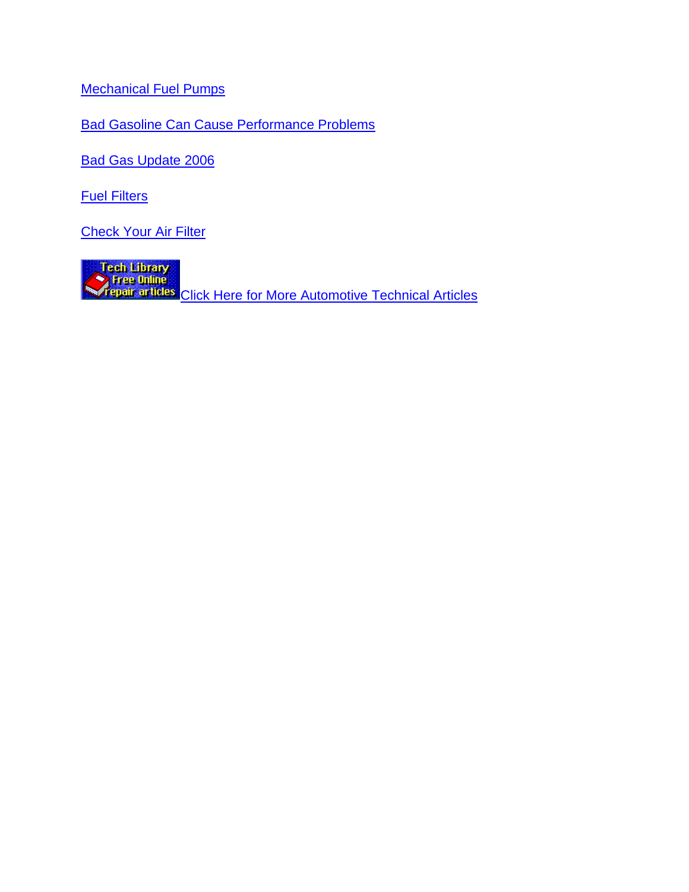Mechanical Fuel Pumps

Bad Gasoline Can Cause Performance Problems

Bad Gas Update 2006

Fuel Filters

Check Your Air Filter

Tech Library Free Online repair articles Click Here for More Automotive Technical Articles